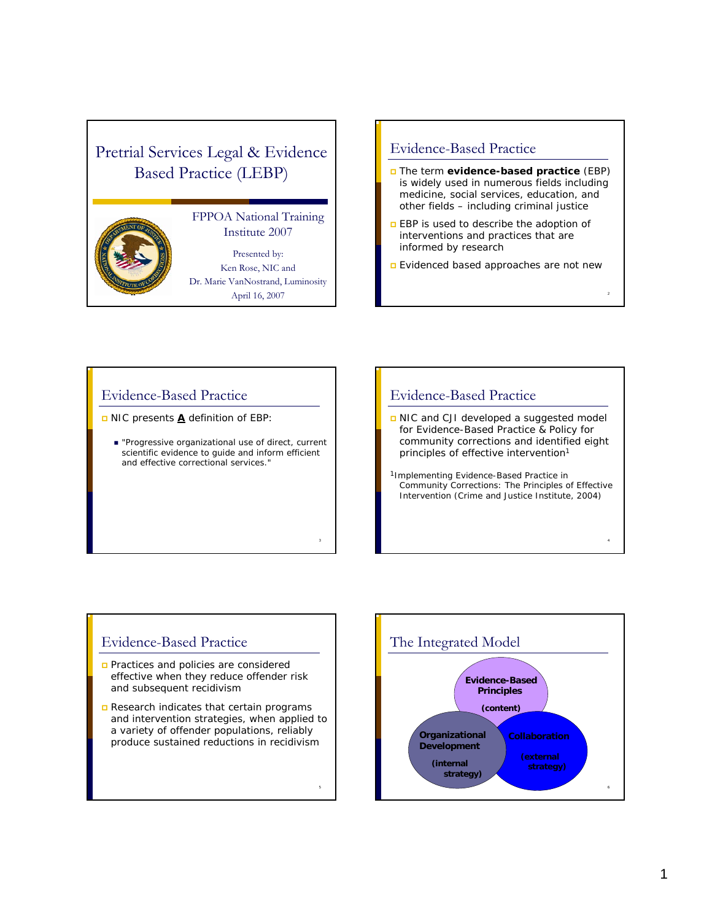# Pretrial Services Legal & Evidence Based Practice (LEBP)

FPPOA National Training Institute 2007

Presented by:
Ken Rose, NIC and
Dr. Marie VanNostrand, Luminosity
April 16, 2007

## Evidence-Based Practice

- The term **evidence-based practice** (EBP) is widely used in numerous fields including medicine, social services, education, and other fields – including criminal justice
- EBP is used to describe the adoption of interventions and practices that are informed by research
- Evidenced based approaches are not new

## Evidence-Based Practice

- NIC presents **A** definition of EBP:
  - "Progressive organizational use of direct, current scientific evidence to guide and inform efficient and effective correctional services."

## Evidence-Based Practice

- NIC and CJI developed a suggested model for Evidence-Based Practice & Policy for community corrections and identified eight principles of effective intervention[1]

[1]Implementing Evidence-Based Practice in Community Corrections: The Principles of Effective Intervention (Crime and Justice Institute, 2004)

## Evidence-Based Practice

- Practices and policies are considered effective when they reduce offender risk and subsequent recidivism
- Research indicates that certain programs and intervention strategies, when applied to a variety of offender populations, reliably produce sustained reductions in recidivism

## The Integrated Model

- Evidence-Based Principles (content)
- Organizational Development (internal strategy)
- Collaboration (external strategy)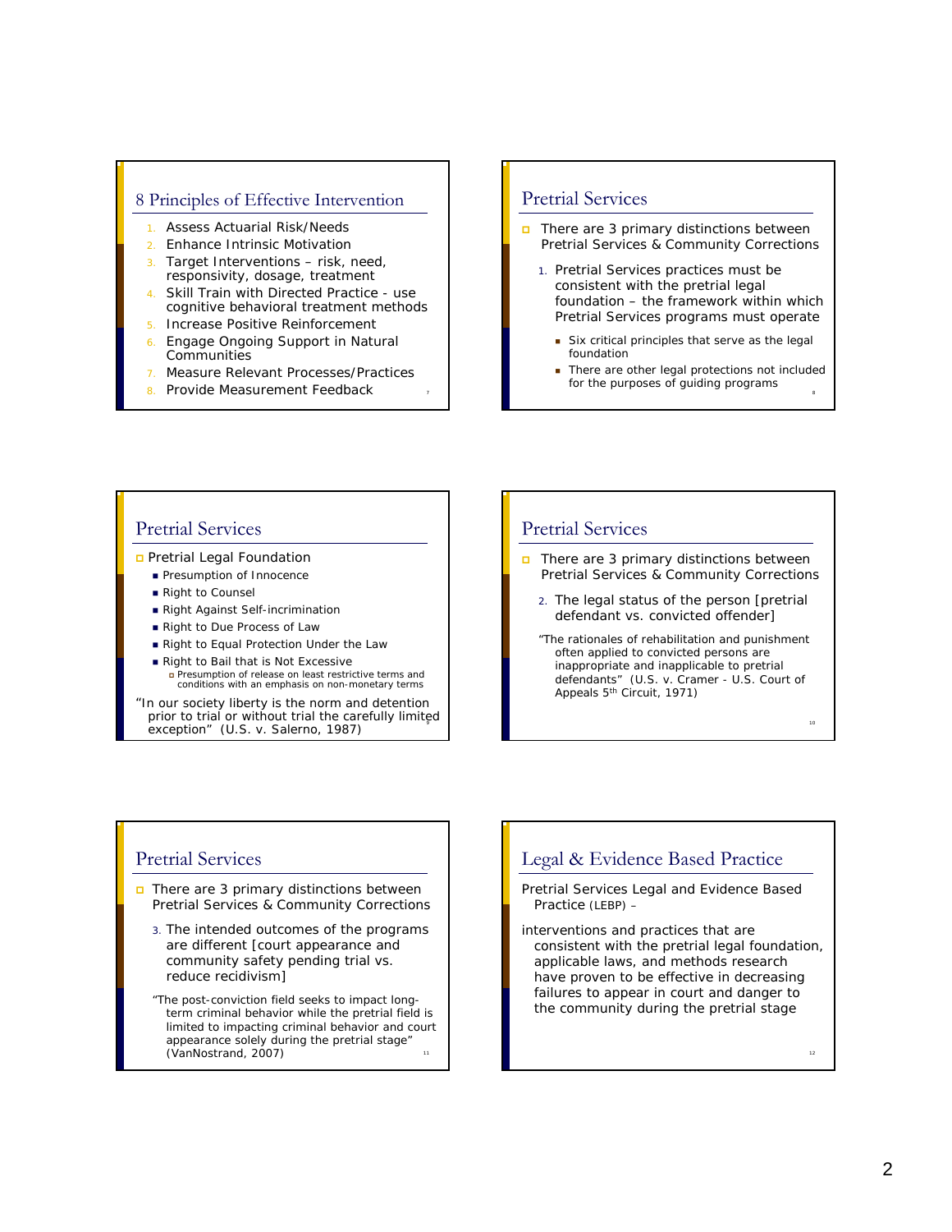## 8 Principles of Effective Intervention

1. Assess Actuarial Risk/Needs
2. Enhance Intrinsic Motivation
3. Target Interventions – risk, need, responsivity, dosage, treatment
4. Skill Train with Directed Practice - use cognitive behavioral treatment methods
5. Increase Positive Reinforcement
6. Engage Ongoing Support in Natural Communities
7. Measure Relevant Processes/Practices
8. Provide Measurement Feedback

## Pretrial Services

- There are 3 primary distinctions between Pretrial Services & Community Corrections

1. Pretrial Services practices must be consistent with the pretrial legal foundation – the framework within which Pretrial Services programs must operate
   - Six critical principles that serve as the legal foundation
   - There are other legal protections not included for the purposes of guiding programs

## Pretrial Services

- Pretrial Legal Foundation
  - Presumption of Innocence
  - Right to Counsel
  - Right Against Self-incrimination
  - Right to Due Process of Law
  - Right to Equal Protection Under the Law
  - Right to Bail that is Not Excessive
    - Presumption of release on least restrictive terms and conditions with an emphasis on non-monetary terms

"In our society liberty is the norm and detention prior to trial or without trial the carefully limited exception" (U.S. v. Salerno, 1987)

## Pretrial Services

- There are 3 primary distinctions between Pretrial Services & Community Corrections

2. The legal status of the person [pretrial defendant vs. convicted offender]

"The rationales of rehabilitation and punishment often applied to convicted persons are inappropriate and inapplicable to pretrial defendants" (U.S. v. Cramer - U.S. Court of Appeals 5th Circuit, 1971)

## Pretrial Services

- There are 3 primary distinctions between Pretrial Services & Community Corrections

3. The intended outcomes of the programs are different [court appearance and community safety pending trial vs. reduce recidivism]

"The post-conviction field seeks to impact long-term criminal behavior while the pretrial field is limited to impacting criminal behavior and court appearance solely during the pretrial stage" (VanNostrand, 2007)

## Legal & Evidence Based Practice

Pretrial Services Legal and Evidence Based Practice (LEBP) –

interventions and practices that are consistent with the pretrial legal foundation, applicable laws, and methods research have proven to be effective in decreasing failures to appear in court and danger to the community during the pretrial stage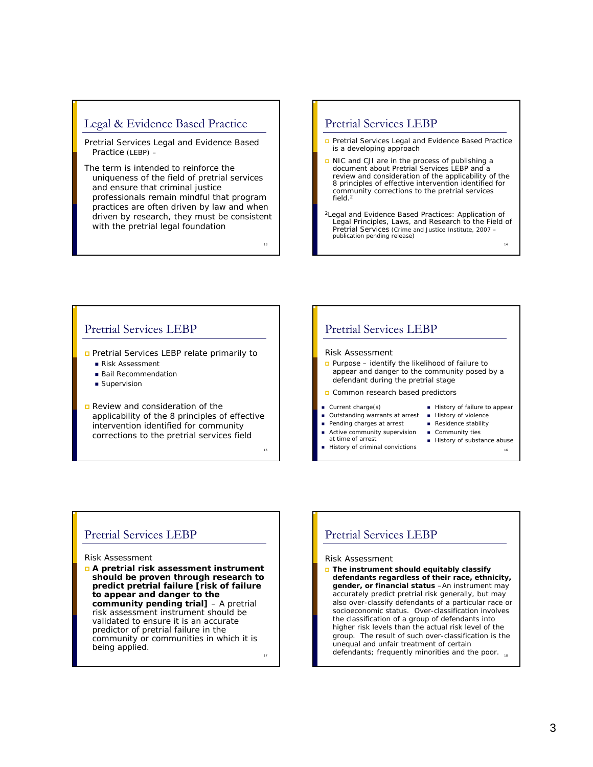## Legal & Evidence Based Practice

Pretrial Services Legal and Evidence Based Practice (LEBP) –

The term is intended to reinforce the uniqueness of the field of pretrial services and ensure that criminal justice professionals remain mindful that program practices are often driven by law and when driven by research, they must be consistent with the pretrial legal foundation

## Pretrial Services LEBP

- Pretrial Services Legal and Evidence Based Practice is a developing approach
- NIC and CJI are in the process of publishing a document about Pretrial Services LEBP and a review and consideration of the applicability of the 8 principles of effective intervention identified for community corrections to the pretrial services field.[2]

[2]Legal and Evidence Based Practices: Application of Legal Principles, Laws, and Research to the Field of Pretrial Services (Crime and Justice Institute, 2007 – publication pending release)

## Pretrial Services LEBP

- Pretrial Services LEBP relate primarily to
  - Risk Assessment
  - Bail Recommendation
  - Supervision
- Review and consideration of the applicability of the 8 principles of effective intervention identified for community corrections to the pretrial services field

## Pretrial Services LEBP

Risk Assessment

- Purpose – identify the likelihood of failure to appear and danger to the community posed by a defendant during the pretrial stage
- Common research based predictors

- Current charge(s)
- Outstanding warrants at arrest
- Pending charges at arrest
- Active community supervision at time of arrest
- History of criminal convictions
- History of failure to appear
- History of violence
- Residence stability
- Community ties
- History of substance abuse

## Pretrial Services LEBP

Risk Assessment

- **A pretrial risk assessment instrument should be proven through research to predict pretrial failure [risk of failure to appear and danger to the community pending trial]** – A pretrial risk assessment instrument should be validated to ensure it is an accurate predictor of pretrial failure in the community or communities in which it is being applied.

## Pretrial Services LEBP

Risk Assessment

- **The instrument should equitably classify defendants regardless of their race, ethnicity, gender, or financial status** –An instrument may accurately predict pretrial risk generally, but may also over-classify defendants of a particular race or socioeconomic status. Over-classification involves the classification of a group of defendants into higher risk levels than the actual risk level of the group. The result of such over-classification is the unequal and unfair treatment of certain defendants; frequently minorities and the poor.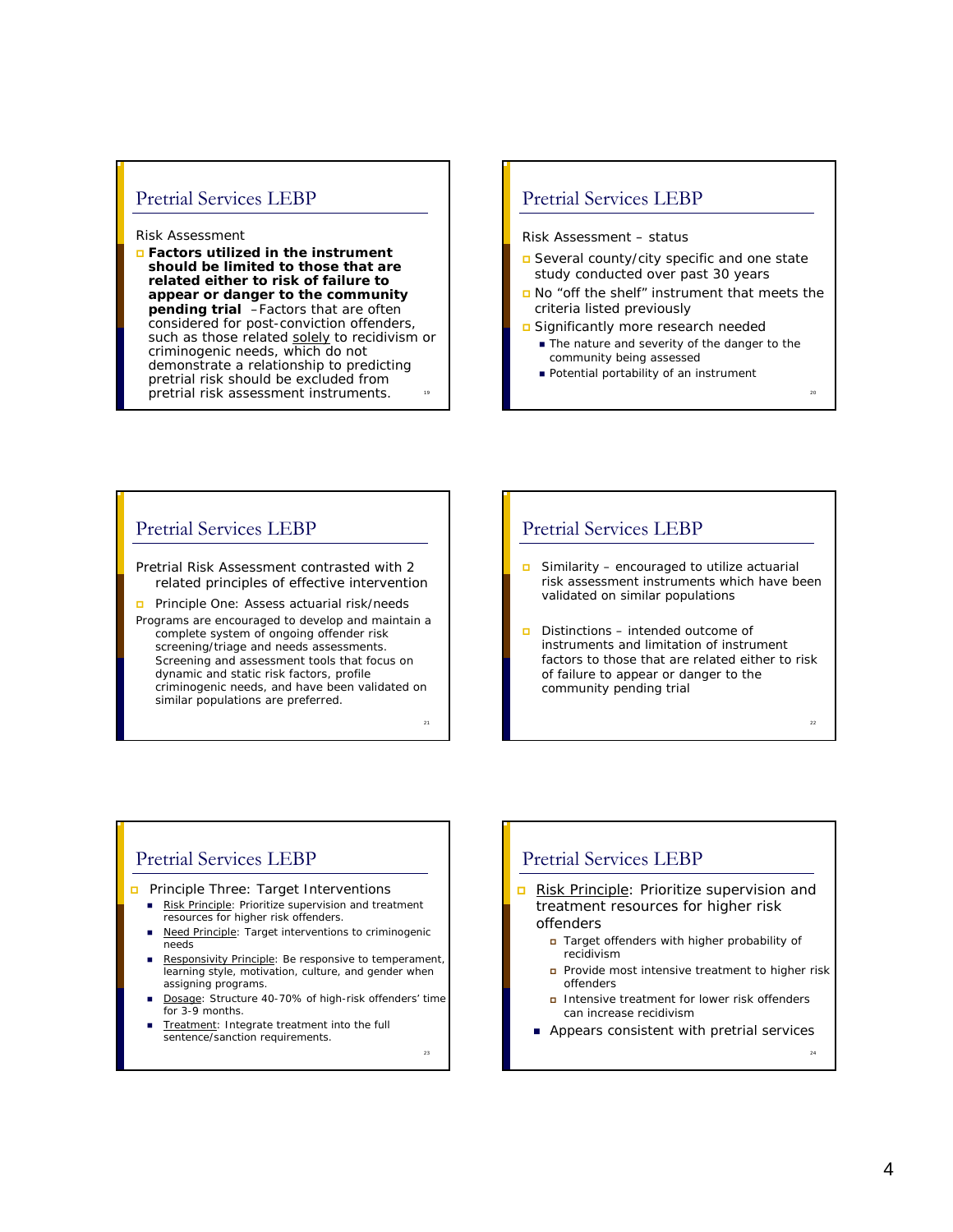## Pretrial Services LEBP

Risk Assessment

- **Factors utilized in the instrument should be limited to those that are related either to risk of failure to appear or danger to the community pending trial** –Factors that are often considered for post-conviction offenders, such as those related solely to recidivism or criminogenic needs, which do not demonstrate a relationship to predicting pretrial risk should be excluded from pretrial risk assessment instruments.

## Pretrial Services LEBP

Risk Assessment – status

- Several county/city specific and one state study conducted over past 30 years
- No "off the shelf" instrument that meets the criteria listed previously
- Significantly more research needed
  - The nature and severity of the danger to the community being assessed
  - Potential portability of an instrument

## Pretrial Services LEBP

Pretrial Risk Assessment contrasted with 2 related principles of effective intervention

- Principle One: Assess actuarial risk/needs

Programs are encouraged to develop and maintain a complete system of ongoing offender risk screening/triage and needs assessments. Screening and assessment tools that focus on dynamic and static risk factors, profile criminogenic needs, and have been validated on similar populations are preferred.

## Pretrial Services LEBP

- Similarity – encouraged to utilize actuarial risk assessment instruments which have been validated on similar populations
- Distinctions – intended outcome of instruments and limitation of instrument factors to those that are related either to risk of failure to appear or danger to the community pending trial

## Pretrial Services LEBP

- Principle Three: Target Interventions
  - Risk Principle: Prioritize supervision and treatment resources for higher risk offenders.
  - Need Principle: Target interventions to criminogenic needs
  - Responsivity Principle: Be responsive to temperament, learning style, motivation, culture, and gender when assigning programs.
  - Dosage: Structure 40-70% of high-risk offenders' time for 3-9 months.
  - Treatment: Integrate treatment into the full sentence/sanction requirements.

## Pretrial Services LEBP

- Risk Principle: Prioritize supervision and treatment resources for higher risk offenders
  - Target offenders with higher probability of recidivism
  - Provide most intensive treatment to higher risk offenders
  - Intensive treatment for lower risk offenders can increase recidivism
  - Appears consistent with pretrial services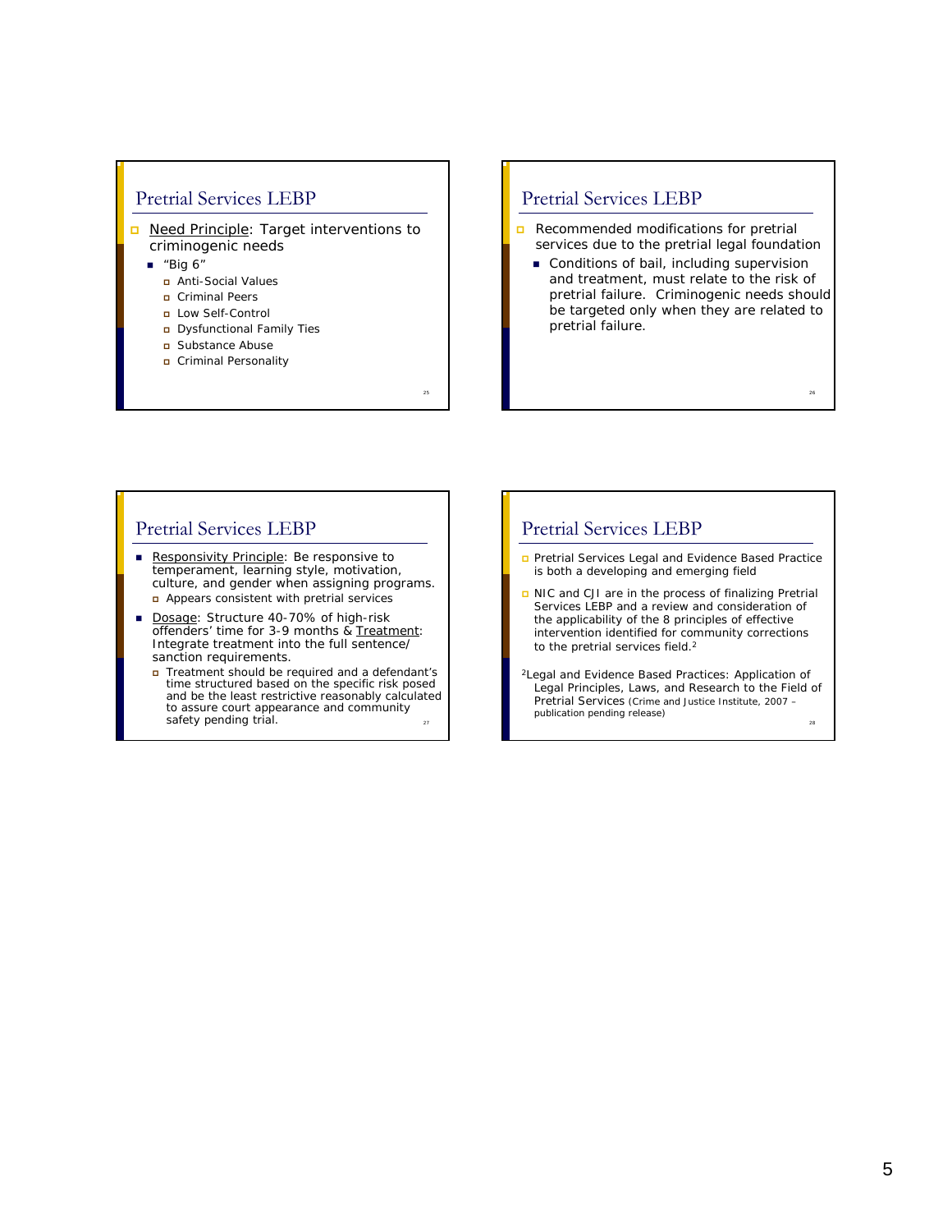## Pretrial Services LEBP

- Need Principle: Target interventions to criminogenic needs
  - "Big 6"
    - Anti-Social Values
    - Criminal Peers
    - Low Self-Control
    - Dysfunctional Family Ties
    - Substance Abuse
    - Criminal Personality

## Pretrial Services LEBP

- Recommended modifications for pretrial services due to the pretrial legal foundation
  - Conditions of bail, including supervision and treatment, must relate to the risk of pretrial failure. Criminogenic needs should be targeted only when they are related to pretrial failure.

## Pretrial Services LEBP

- Responsivity Principle: Be responsive to temperament, learning style, motivation, culture, and gender when assigning programs.
  - Appears consistent with pretrial services
- Dosage: Structure 40-70% of high-risk offenders' time for 3-9 months & Treatment: Integrate treatment into the full sentence/ sanction requirements.
  - Treatment should be required and a defendant's time structured based on the specific risk posed and be the least restrictive reasonably calculated to assure court appearance and community safety pending trial.

## Pretrial Services LEBP

- Pretrial Services Legal and Evidence Based Practice is both a developing and emerging field
- NIC and CJI are in the process of finalizing Pretrial Services LEBP and a review and consideration of the applicability of the 8 principles of effective intervention identified for community corrections to the pretrial services field.[2]

[2]Legal and Evidence Based Practices: Application of Legal Principles, Laws, and Research to the Field of Pretrial Services (Crime and Justice Institute, 2007 – publication pending release)